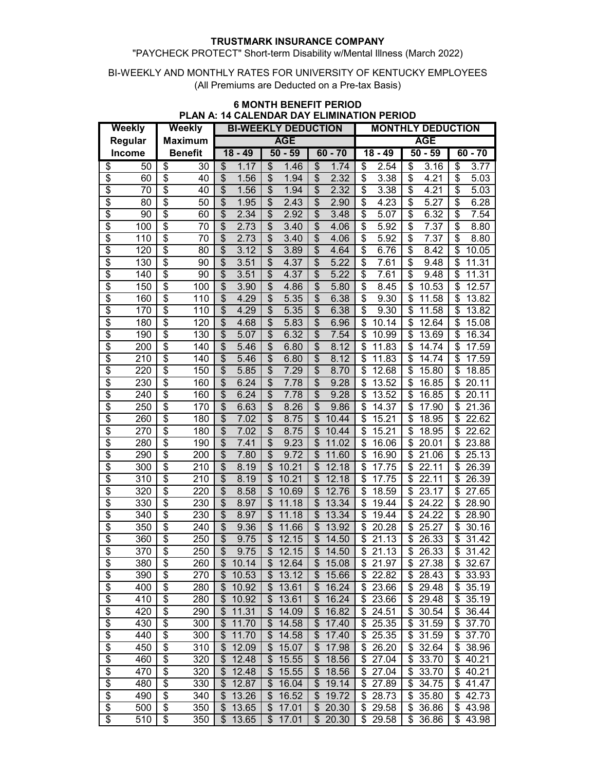**TRUSTMARK INSURANCE COMPANY**

"PAYCHECK PROTECT" Short-term Disability w/Mental Illness (March 2022)

BI-WEEKLY AND MONTHLY RATES FOR UNIVERSITY OF KENTUCKY EMPLOYEES
(All Premiums are Deducted on a Pre-tax Basis)

**6 MONTH BENEFIT PERIOD**
**PLAN A: 14 CALENDAR DAY ELIMINATION PERIOD**

| Weekly Regular Income | Weekly Maximum Benefit | BI-WEEKLY DEDUCTION | | | MONTHLY DEDUCTION | | |
|---|---|---|---|---|---|---|---|
| | | AGE | | | AGE | | |
| | | 18 - 49 | 50 - 59 | 60 - 70 | 18 - 49 | 50 - 59 | 60 - 70 |
| $ 50 | $ 30 | $ 1.17 | $ 1.46 | $ 1.74 | $ 2.54 | $ 3.16 | $ 3.77 |
| $ 60 | $ 40 | $ 1.56 | $ 1.94 | $ 2.32 | $ 3.38 | $ 4.21 | $ 5.03 |
| $ 70 | $ 40 | $ 1.56 | $ 1.94 | $ 2.32 | $ 3.38 | $ 4.21 | $ 5.03 |
| $ 80 | $ 50 | $ 1.95 | $ 2.43 | $ 2.90 | $ 4.23 | $ 5.27 | $ 6.28 |
| $ 90 | $ 60 | $ 2.34 | $ 2.92 | $ 3.48 | $ 5.07 | $ 6.32 | $ 7.54 |
| $ 100 | $ 70 | $ 2.73 | $ 3.40 | $ 4.06 | $ 5.92 | $ 7.37 | $ 8.80 |
| $ 110 | $ 70 | $ 2.73 | $ 3.40 | $ 4.06 | $ 5.92 | $ 7.37 | $ 8.80 |
| $ 120 | $ 80 | $ 3.12 | $ 3.89 | $ 4.64 | $ 6.76 | $ 8.42 | $ 10.05 |
| $ 130 | $ 90 | $ 3.51 | $ 4.37 | $ 5.22 | $ 7.61 | $ 9.48 | $ 11.31 |
| $ 140 | $ 90 | $ 3.51 | $ 4.37 | $ 5.22 | $ 7.61 | $ 9.48 | $ 11.31 |
| $ 150 | $ 100 | $ 3.90 | $ 4.86 | $ 5.80 | $ 8.45 | $ 10.53 | $ 12.57 |
| $ 160 | $ 110 | $ 4.29 | $ 5.35 | $ 6.38 | $ 9.30 | $ 11.58 | $ 13.82 |
| $ 170 | $ 110 | $ 4.29 | $ 5.35 | $ 6.38 | $ 9.30 | $ 11.58 | $ 13.82 |
| $ 180 | $ 120 | $ 4.68 | $ 5.83 | $ 6.96 | $ 10.14 | $ 12.64 | $ 15.08 |
| $ 190 | $ 130 | $ 5.07 | $ 6.32 | $ 7.54 | $ 10.99 | $ 13.69 | $ 16.34 |
| $ 200 | $ 140 | $ 5.46 | $ 6.80 | $ 8.12 | $ 11.83 | $ 14.74 | $ 17.59 |
| $ 210 | $ 140 | $ 5.46 | $ 6.80 | $ 8.12 | $ 11.83 | $ 14.74 | $ 17.59 |
| $ 220 | $ 150 | $ 5.85 | $ 7.29 | $ 8.70 | $ 12.68 | $ 15.80 | $ 18.85 |
| $ 230 | $ 160 | $ 6.24 | $ 7.78 | $ 9.28 | $ 13.52 | $ 16.85 | $ 20.11 |
| $ 240 | $ 160 | $ 6.24 | $ 7.78 | $ 9.28 | $ 13.52 | $ 16.85 | $ 20.11 |
| $ 250 | $ 170 | $ 6.63 | $ 8.26 | $ 9.86 | $ 14.37 | $ 17.90 | $ 21.36 |
| $ 260 | $ 180 | $ 7.02 | $ 8.75 | $ 10.44 | $ 15.21 | $ 18.95 | $ 22.62 |
| $ 270 | $ 180 | $ 7.02 | $ 8.75 | $ 10.44 | $ 15.21 | $ 18.95 | $ 22.62 |
| $ 280 | $ 190 | $ 7.41 | $ 9.23 | $ 11.02 | $ 16.06 | $ 20.01 | $ 23.88 |
| $ 290 | $ 200 | $ 7.80 | $ 9.72 | $ 11.60 | $ 16.90 | $ 21.06 | $ 25.13 |
| $ 300 | $ 210 | $ 8.19 | $ 10.21 | $ 12.18 | $ 17.75 | $ 22.11 | $ 26.39 |
| $ 310 | $ 210 | $ 8.19 | $ 10.21 | $ 12.18 | $ 17.75 | $ 22.11 | $ 26.39 |
| $ 320 | $ 220 | $ 8.58 | $ 10.69 | $ 12.76 | $ 18.59 | $ 23.17 | $ 27.65 |
| $ 330 | $ 230 | $ 8.97 | $ 11.18 | $ 13.34 | $ 19.44 | $ 24.22 | $ 28.90 |
| $ 340 | $ 230 | $ 8.97 | $ 11.18 | $ 13.34 | $ 19.44 | $ 24.22 | $ 28.90 |
| $ 350 | $ 240 | $ 9.36 | $ 11.66 | $ 13.92 | $ 20.28 | $ 25.27 | $ 30.16 |
| $ 360 | $ 250 | $ 9.75 | $ 12.15 | $ 14.50 | $ 21.13 | $ 26.33 | $ 31.42 |
| $ 370 | $ 250 | $ 9.75 | $ 12.15 | $ 14.50 | $ 21.13 | $ 26.33 | $ 31.42 |
| $ 380 | $ 260 | $ 10.14 | $ 12.64 | $ 15.08 | $ 21.97 | $ 27.38 | $ 32.67 |
| $ 390 | $ 270 | $ 10.53 | $ 13.12 | $ 15.66 | $ 22.82 | $ 28.43 | $ 33.93 |
| $ 400 | $ 280 | $ 10.92 | $ 13.61 | $ 16.24 | $ 23.66 | $ 29.48 | $ 35.19 |
| $ 410 | $ 280 | $ 10.92 | $ 13.61 | $ 16.24 | $ 23.66 | $ 29.48 | $ 35.19 |
| $ 420 | $ 290 | $ 11.31 | $ 14.09 | $ 16.82 | $ 24.51 | $ 30.54 | $ 36.44 |
| $ 430 | $ 300 | $ 11.70 | $ 14.58 | $ 17.40 | $ 25.35 | $ 31.59 | $ 37.70 |
| $ 440 | $ 300 | $ 11.70 | $ 14.58 | $ 17.40 | $ 25.35 | $ 31.59 | $ 37.70 |
| $ 450 | $ 310 | $ 12.09 | $ 15.07 | $ 17.98 | $ 26.20 | $ 32.64 | $ 38.96 |
| $ 460 | $ 320 | $ 12.48 | $ 15.55 | $ 18.56 | $ 27.04 | $ 33.70 | $ 40.21 |
| $ 470 | $ 320 | $ 12.48 | $ 15.55 | $ 18.56 | $ 27.04 | $ 33.70 | $ 40.21 |
| $ 480 | $ 330 | $ 12.87 | $ 16.04 | $ 19.14 | $ 27.89 | $ 34.75 | $ 41.47 |
| $ 490 | $ 340 | $ 13.26 | $ 16.52 | $ 19.72 | $ 28.73 | $ 35.80 | $ 42.73 |
| $ 500 | $ 350 | $ 13.65 | $ 17.01 | $ 20.30 | $ 29.58 | $ 36.86 | $ 43.98 |
| $ 510 | $ 350 | $ 13.65 | $ 17.01 | $ 20.30 | $ 29.58 | $ 36.86 | $ 43.98 |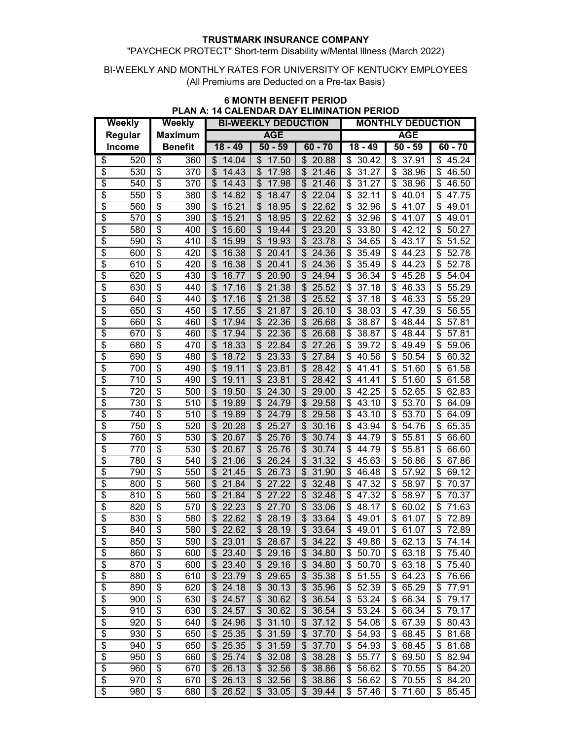**TRUSTMARK INSURANCE COMPANY**

"PAYCHECK PROTECT" Short-term Disability w/Mental Illness (March 2022)

BI-WEEKLY AND MONTHLY RATES FOR UNIVERSITY OF KENTUCKY EMPLOYEES
(All Premiums are Deducted on a Pre-tax Basis)

**6 MONTH BENEFIT PERIOD**
**PLAN A: 14 CALENDAR DAY ELIMINATION PERIOD**

| Weekly Regular Income | Weekly Maximum Benefit | BI-WEEKLY DEDUCTION AGE 18 - 49 | BI-WEEKLY DEDUCTION AGE 50 - 59 | BI-WEEKLY DEDUCTION AGE 60 - 70 | MONTHLY DEDUCTION AGE 18 - 49 | MONTHLY DEDUCTION AGE 50 - 59 | MONTHLY DEDUCTION AGE 60 - 70 |
|---|---|---|---|---|---|---|---|
| $ 520 | $ 360 | $ 14.04 | $ 17.50 | $ 20.88 | $ 30.42 | $ 37.91 | $ 45.24 |
| $ 530 | $ 370 | $ 14.43 | $ 17.98 | $ 21.46 | $ 31.27 | $ 38.96 | $ 46.50 |
| $ 540 | $ 370 | $ 14.43 | $ 17.98 | $ 21.46 | $ 31.27 | $ 38.96 | $ 46.50 |
| $ 550 | $ 380 | $ 14.82 | $ 18.47 | $ 22.04 | $ 32.11 | $ 40.01 | $ 47.75 |
| $ 560 | $ 390 | $ 15.21 | $ 18.95 | $ 22.62 | $ 32.96 | $ 41.07 | $ 49.01 |
| $ 570 | $ 390 | $ 15.21 | $ 18.95 | $ 22.62 | $ 32.96 | $ 41.07 | $ 49.01 |
| $ 580 | $ 400 | $ 15.60 | $ 19.44 | $ 23.20 | $ 33.80 | $ 42.12 | $ 50.27 |
| $ 590 | $ 410 | $ 15.99 | $ 19.93 | $ 23.78 | $ 34.65 | $ 43.17 | $ 51.52 |
| $ 600 | $ 420 | $ 16.38 | $ 20.41 | $ 24.36 | $ 35.49 | $ 44.23 | $ 52.78 |
| $ 610 | $ 420 | $ 16.38 | $ 20.41 | $ 24.36 | $ 35.49 | $ 44.23 | $ 52.78 |
| $ 620 | $ 430 | $ 16.77 | $ 20.90 | $ 24.94 | $ 36.34 | $ 45.28 | $ 54.04 |
| $ 630 | $ 440 | $ 17.16 | $ 21.38 | $ 25.52 | $ 37.18 | $ 46.33 | $ 55.29 |
| $ 640 | $ 440 | $ 17.16 | $ 21.38 | $ 25.52 | $ 37.18 | $ 46.33 | $ 55.29 |
| $ 650 | $ 450 | $ 17.55 | $ 21.87 | $ 26.10 | $ 38.03 | $ 47.39 | $ 56.55 |
| $ 660 | $ 460 | $ 17.94 | $ 22.36 | $ 26.68 | $ 38.87 | $ 48.44 | $ 57.81 |
| $ 670 | $ 460 | $ 17.94 | $ 22.36 | $ 26.68 | $ 38.87 | $ 48.44 | $ 57.81 |
| $ 680 | $ 470 | $ 18.33 | $ 22.84 | $ 27.26 | $ 39.72 | $ 49.49 | $ 59.06 |
| $ 690 | $ 480 | $ 18.72 | $ 23.33 | $ 27.84 | $ 40.56 | $ 50.54 | $ 60.32 |
| $ 700 | $ 490 | $ 19.11 | $ 23.81 | $ 28.42 | $ 41.41 | $ 51.60 | $ 61.58 |
| $ 710 | $ 490 | $ 19.11 | $ 23.81 | $ 28.42 | $ 41.41 | $ 51.60 | $ 61.58 |
| $ 720 | $ 500 | $ 19.50 | $ 24.30 | $ 29.00 | $ 42.25 | $ 52.65 | $ 62.83 |
| $ 730 | $ 510 | $ 19.89 | $ 24.79 | $ 29.58 | $ 43.10 | $ 53.70 | $ 64.09 |
| $ 740 | $ 510 | $ 19.89 | $ 24.79 | $ 29.58 | $ 43.10 | $ 53.70 | $ 64.09 |
| $ 750 | $ 520 | $ 20.28 | $ 25.27 | $ 30.16 | $ 43.94 | $ 54.76 | $ 65.35 |
| $ 760 | $ 530 | $ 20.67 | $ 25.76 | $ 30.74 | $ 44.79 | $ 55.81 | $ 66.60 |
| $ 770 | $ 530 | $ 20.67 | $ 25.76 | $ 30.74 | $ 44.79 | $ 55.81 | $ 66.60 |
| $ 780 | $ 540 | $ 21.06 | $ 26.24 | $ 31.32 | $ 45.63 | $ 56.86 | $ 67.86 |
| $ 790 | $ 550 | $ 21.45 | $ 26.73 | $ 31.90 | $ 46.48 | $ 57.92 | $ 69.12 |
| $ 800 | $ 560 | $ 21.84 | $ 27.22 | $ 32.48 | $ 47.32 | $ 58.97 | $ 70.37 |
| $ 810 | $ 560 | $ 21.84 | $ 27.22 | $ 32.48 | $ 47.32 | $ 58.97 | $ 70.37 |
| $ 820 | $ 570 | $ 22.23 | $ 27.70 | $ 33.06 | $ 48.17 | $ 60.02 | $ 71.63 |
| $ 830 | $ 580 | $ 22.62 | $ 28.19 | $ 33.64 | $ 49.01 | $ 61.07 | $ 72.89 |
| $ 840 | $ 580 | $ 22.62 | $ 28.19 | $ 33.64 | $ 49.01 | $ 61.07 | $ 72.89 |
| $ 850 | $ 590 | $ 23.01 | $ 28.67 | $ 34.22 | $ 49.86 | $ 62.13 | $ 74.14 |
| $ 860 | $ 600 | $ 23.40 | $ 29.16 | $ 34.80 | $ 50.70 | $ 63.18 | $ 75.40 |
| $ 870 | $ 600 | $ 23.40 | $ 29.16 | $ 34.80 | $ 50.70 | $ 63.18 | $ 75.40 |
| $ 880 | $ 610 | $ 23.79 | $ 29.65 | $ 35.38 | $ 51.55 | $ 64.23 | $ 76.66 |
| $ 890 | $ 620 | $ 24.18 | $ 30.13 | $ 35.96 | $ 52.39 | $ 65.29 | $ 77.91 |
| $ 900 | $ 630 | $ 24.57 | $ 30.62 | $ 36.54 | $ 53.24 | $ 66.34 | $ 79.17 |
| $ 910 | $ 630 | $ 24.57 | $ 30.62 | $ 36.54 | $ 53.24 | $ 66.34 | $ 79.17 |
| $ 920 | $ 640 | $ 24.96 | $ 31.10 | $ 37.12 | $ 54.08 | $ 67.39 | $ 80.43 |
| $ 930 | $ 650 | $ 25.35 | $ 31.59 | $ 37.70 | $ 54.93 | $ 68.45 | $ 81.68 |
| $ 940 | $ 650 | $ 25.35 | $ 31.59 | $ 37.70 | $ 54.93 | $ 68.45 | $ 81.68 |
| $ 950 | $ 660 | $ 25.74 | $ 32.08 | $ 38.28 | $ 55.77 | $ 69.50 | $ 82.94 |
| $ 960 | $ 670 | $ 26.13 | $ 32.56 | $ 38.86 | $ 56.62 | $ 70.55 | $ 84.20 |
| $ 970 | $ 670 | $ 26.13 | $ 32.56 | $ 38.86 | $ 56.62 | $ 70.55 | $ 84.20 |
| $ 980 | $ 680 | $ 26.52 | $ 33.05 | $ 39.44 | $ 57.46 | $ 71.60 | $ 85.45 |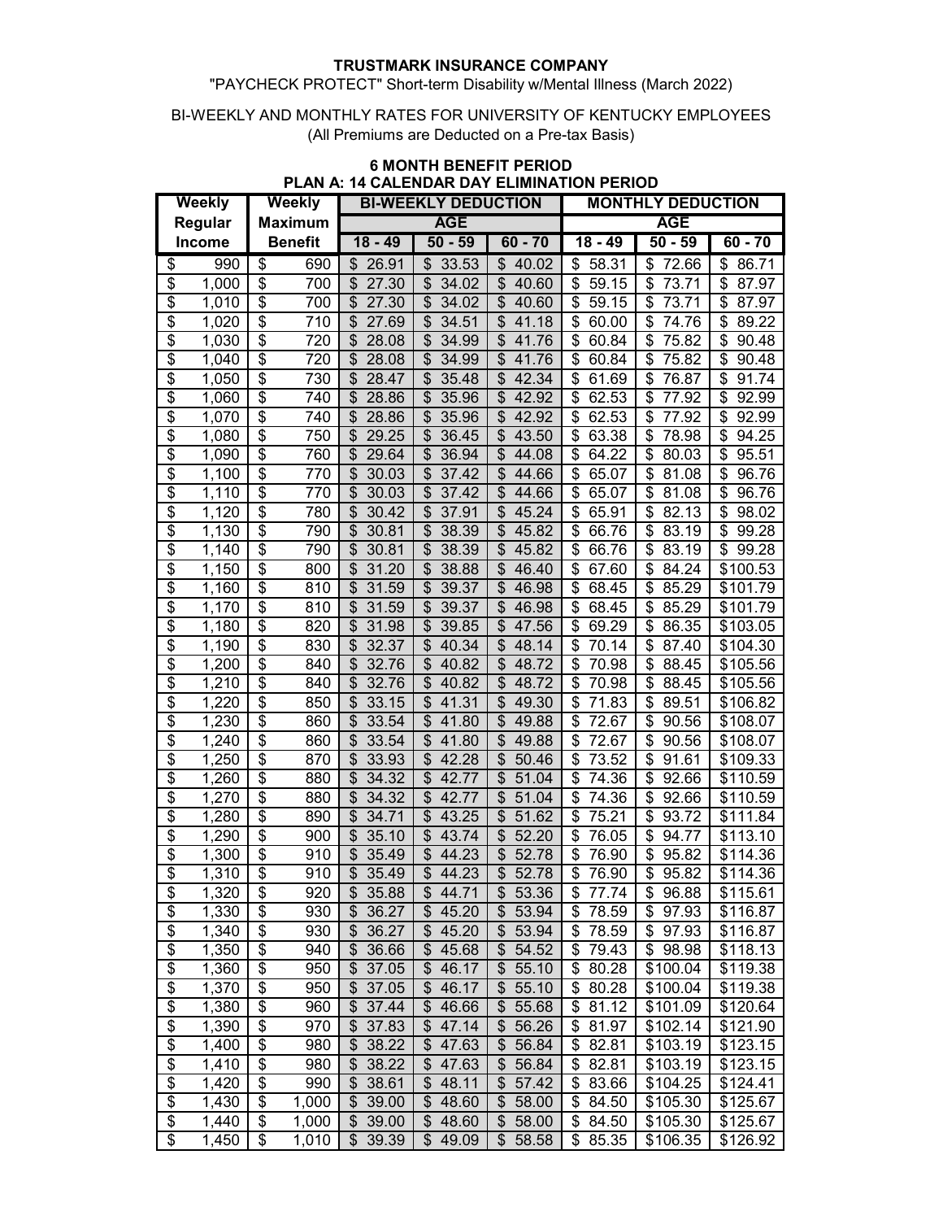**TRUSTMARK INSURANCE COMPANY**

"PAYCHECK PROTECT" Short-term Disability w/Mental Illness (March 2022)

BI-WEEKLY AND MONTHLY RATES FOR UNIVERSITY OF KENTUCKY EMPLOYEES
(All Premiums are Deducted on a Pre-tax Basis)

**6 MONTH BENEFIT PERIOD**
**PLAN A: 14 CALENDAR DAY ELIMINATION PERIOD**

| Weekly Regular Income | Weekly Maximum Benefit | BI-WEEKLY DEDUCTION | | | MONTHLY DEDUCTION | | |
|---|---|---|---|---|---|---|---|
| | | AGE | | | AGE | | |
| | | 18 - 49 | 50 - 59 | 60 - 70 | 18 - 49 | 50 - 59 | 60 - 70 |
| $ 990 | $ 690 | $ 26.91 | $ 33.53 | $ 40.02 | $ 58.31 | $ 72.66 | $ 86.71 |
| $ 1,000 | $ 700 | $ 27.30 | $ 34.02 | $ 40.60 | $ 59.15 | $ 73.71 | $ 87.97 |
| $ 1,010 | $ 700 | $ 27.30 | $ 34.02 | $ 40.60 | $ 59.15 | $ 73.71 | $ 87.97 |
| $ 1,020 | $ 710 | $ 27.69 | $ 34.51 | $ 41.18 | $ 60.00 | $ 74.76 | $ 89.22 |
| $ 1,030 | $ 720 | $ 28.08 | $ 34.99 | $ 41.76 | $ 60.84 | $ 75.82 | $ 90.48 |
| $ 1,040 | $ 720 | $ 28.08 | $ 34.99 | $ 41.76 | $ 60.84 | $ 75.82 | $ 90.48 |
| $ 1,050 | $ 730 | $ 28.47 | $ 35.48 | $ 42.34 | $ 61.69 | $ 76.87 | $ 91.74 |
| $ 1,060 | $ 740 | $ 28.86 | $ 35.96 | $ 42.92 | $ 62.53 | $ 77.92 | $ 92.99 |
| $ 1,070 | $ 740 | $ 28.86 | $ 35.96 | $ 42.92 | $ 62.53 | $ 77.92 | $ 92.99 |
| $ 1,080 | $ 750 | $ 29.25 | $ 36.45 | $ 43.50 | $ 63.38 | $ 78.98 | $ 94.25 |
| $ 1,090 | $ 760 | $ 29.64 | $ 36.94 | $ 44.08 | $ 64.22 | $ 80.03 | $ 95.51 |
| $ 1,100 | $ 770 | $ 30.03 | $ 37.42 | $ 44.66 | $ 65.07 | $ 81.08 | $ 96.76 |
| $ 1,110 | $ 770 | $ 30.03 | $ 37.42 | $ 44.66 | $ 65.07 | $ 81.08 | $ 96.76 |
| $ 1,120 | $ 780 | $ 30.42 | $ 37.91 | $ 45.24 | $ 65.91 | $ 82.13 | $ 98.02 |
| $ 1,130 | $ 790 | $ 30.81 | $ 38.39 | $ 45.82 | $ 66.76 | $ 83.19 | $ 99.28 |
| $ 1,140 | $ 790 | $ 30.81 | $ 38.39 | $ 45.82 | $ 66.76 | $ 83.19 | $ 99.28 |
| $ 1,150 | $ 800 | $ 31.20 | $ 38.88 | $ 46.40 | $ 67.60 | $ 84.24 | $100.53 |
| $ 1,160 | $ 810 | $ 31.59 | $ 39.37 | $ 46.98 | $ 68.45 | $ 85.29 | $101.79 |
| $ 1,170 | $ 810 | $ 31.59 | $ 39.37 | $ 46.98 | $ 68.45 | $ 85.29 | $101.79 |
| $ 1,180 | $ 820 | $ 31.98 | $ 39.85 | $ 47.56 | $ 69.29 | $ 86.35 | $103.05 |
| $ 1,190 | $ 830 | $ 32.37 | $ 40.34 | $ 48.14 | $ 70.14 | $ 87.40 | $104.30 |
| $ 1,200 | $ 840 | $ 32.76 | $ 40.82 | $ 48.72 | $ 70.98 | $ 88.45 | $105.56 |
| $ 1,210 | $ 840 | $ 32.76 | $ 40.82 | $ 48.72 | $ 70.98 | $ 88.45 | $105.56 |
| $ 1,220 | $ 850 | $ 33.15 | $ 41.31 | $ 49.30 | $ 71.83 | $ 89.51 | $106.82 |
| $ 1,230 | $ 860 | $ 33.54 | $ 41.80 | $ 49.88 | $ 72.67 | $ 90.56 | $108.07 |
| $ 1,240 | $ 860 | $ 33.54 | $ 41.80 | $ 49.88 | $ 72.67 | $ 90.56 | $108.07 |
| $ 1,250 | $ 870 | $ 33.93 | $ 42.28 | $ 50.46 | $ 73.52 | $ 91.61 | $109.33 |
| $ 1,260 | $ 880 | $ 34.32 | $ 42.77 | $ 51.04 | $ 74.36 | $ 92.66 | $110.59 |
| $ 1,270 | $ 880 | $ 34.32 | $ 42.77 | $ 51.04 | $ 74.36 | $ 92.66 | $110.59 |
| $ 1,280 | $ 890 | $ 34.71 | $ 43.25 | $ 51.62 | $ 75.21 | $ 93.72 | $111.84 |
| $ 1,290 | $ 900 | $ 35.10 | $ 43.74 | $ 52.20 | $ 76.05 | $ 94.77 | $113.10 |
| $ 1,300 | $ 910 | $ 35.49 | $ 44.23 | $ 52.78 | $ 76.90 | $ 95.82 | $114.36 |
| $ 1,310 | $ 910 | $ 35.49 | $ 44.23 | $ 52.78 | $ 76.90 | $ 95.82 | $114.36 |
| $ 1,320 | $ 920 | $ 35.88 | $ 44.71 | $ 53.36 | $ 77.74 | $ 96.88 | $115.61 |
| $ 1,330 | $ 930 | $ 36.27 | $ 45.20 | $ 53.94 | $ 78.59 | $ 97.93 | $116.87 |
| $ 1,340 | $ 930 | $ 36.27 | $ 45.20 | $ 53.94 | $ 78.59 | $ 97.93 | $116.87 |
| $ 1,350 | $ 940 | $ 36.66 | $ 45.68 | $ 54.52 | $ 79.43 | $ 98.98 | $118.13 |
| $ 1,360 | $ 950 | $ 37.05 | $ 46.17 | $ 55.10 | $ 80.28 | $100.04 | $119.38 |
| $ 1,370 | $ 950 | $ 37.05 | $ 46.17 | $ 55.10 | $ 80.28 | $100.04 | $119.38 |
| $ 1,380 | $ 960 | $ 37.44 | $ 46.66 | $ 55.68 | $ 81.12 | $101.09 | $120.64 |
| $ 1,390 | $ 970 | $ 37.83 | $ 47.14 | $ 56.26 | $ 81.97 | $102.14 | $121.90 |
| $ 1,400 | $ 980 | $ 38.22 | $ 47.63 | $ 56.84 | $ 82.81 | $103.19 | $123.15 |
| $ 1,410 | $ 980 | $ 38.22 | $ 47.63 | $ 56.84 | $ 82.81 | $103.19 | $123.15 |
| $ 1,420 | $ 990 | $ 38.61 | $ 48.11 | $ 57.42 | $ 83.66 | $104.25 | $124.41 |
| $ 1,430 | $ 1,000 | $ 39.00 | $ 48.60 | $ 58.00 | $ 84.50 | $105.30 | $125.67 |
| $ 1,440 | $ 1,000 | $ 39.00 | $ 48.60 | $ 58.00 | $ 84.50 | $105.30 | $125.67 |
| $ 1,450 | $ 1,010 | $ 39.39 | $ 49.09 | $ 58.58 | $ 85.35 | $106.35 | $126.92 |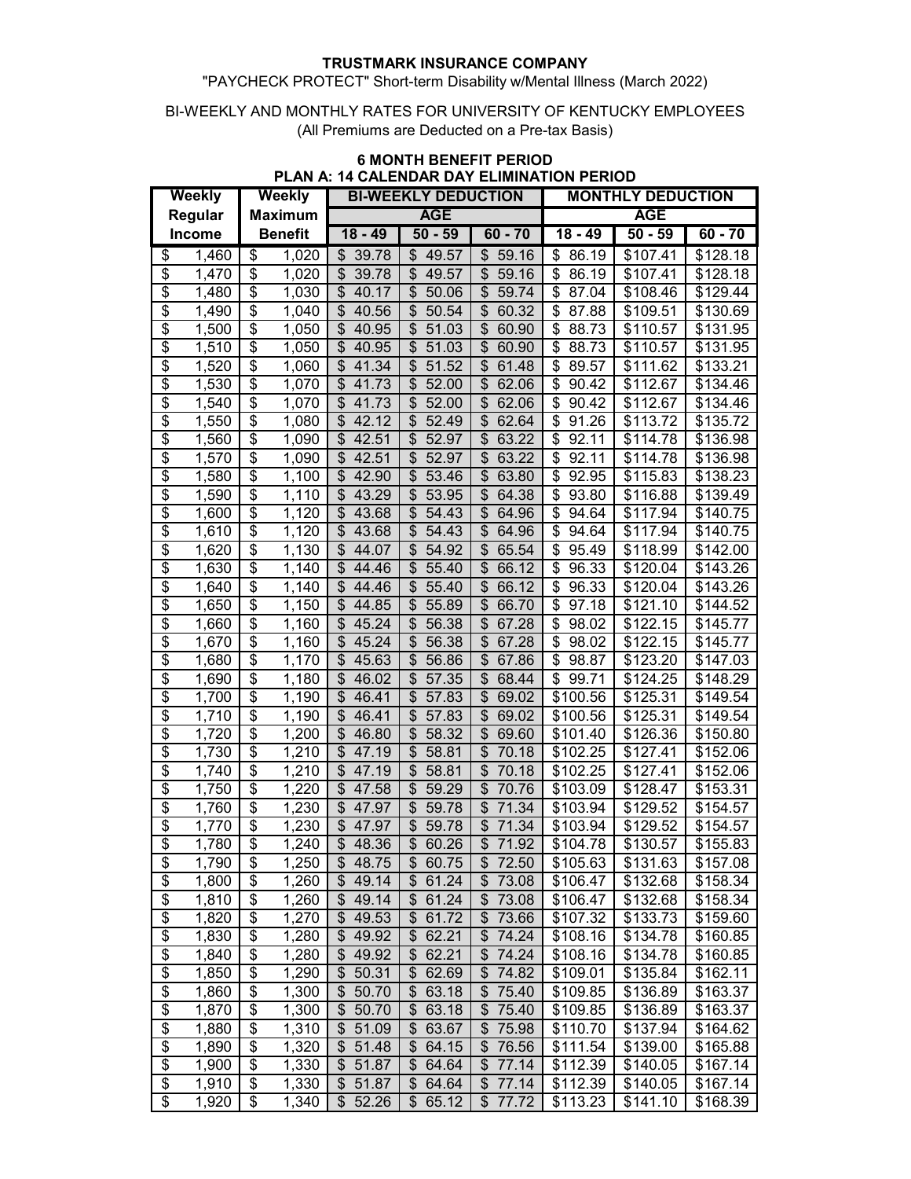**TRUSTMARK INSURANCE COMPANY**

"PAYCHECK PROTECT" Short-term Disability w/Mental Illness (March 2022)

BI-WEEKLY AND MONTHLY RATES FOR UNIVERSITY OF KENTUCKY EMPLOYEES
(All Premiums are Deducted on a Pre-tax Basis)

**6 MONTH BENEFIT PERIOD**
**PLAN A: 14 CALENDAR DAY ELIMINATION PERIOD**

| Weekly Regular Income | Weekly Maximum Benefit | BI-WEEKLY DEDUCTION | | | MONTHLY DEDUCTION | | |
|---|---|---|---|---|---|---|---|
| | | AGE | | | AGE | | |
| | | 18 - 49 | 50 - 59 | 60 - 70 | 18 - 49 | 50 - 59 | 60 - 70 |
| $ 1,460 | $ 1,020 | $ 39.78 | $ 49.57 | $ 59.16 | $ 86.19 | $107.41 | $128.18 |
| $ 1,470 | $ 1,020 | $ 39.78 | $ 49.57 | $ 59.16 | $ 86.19 | $107.41 | $128.18 |
| $ 1,480 | $ 1,030 | $ 40.17 | $ 50.06 | $ 59.74 | $ 87.04 | $108.46 | $129.44 |
| $ 1,490 | $ 1,040 | $ 40.56 | $ 50.54 | $ 60.32 | $ 87.88 | $109.51 | $130.69 |
| $ 1,500 | $ 1,050 | $ 40.95 | $ 51.03 | $ 60.90 | $ 88.73 | $110.57 | $131.95 |
| $ 1,510 | $ 1,050 | $ 40.95 | $ 51.03 | $ 60.90 | $ 88.73 | $110.57 | $131.95 |
| $ 1,520 | $ 1,060 | $ 41.34 | $ 51.52 | $ 61.48 | $ 89.57 | $111.62 | $133.21 |
| $ 1,530 | $ 1,070 | $ 41.73 | $ 52.00 | $ 62.06 | $ 90.42 | $112.67 | $134.46 |
| $ 1,540 | $ 1,070 | $ 41.73 | $ 52.00 | $ 62.06 | $ 90.42 | $112.67 | $134.46 |
| $ 1,550 | $ 1,080 | $ 42.12 | $ 52.49 | $ 62.64 | $ 91.26 | $113.72 | $135.72 |
| $ 1,560 | $ 1,090 | $ 42.51 | $ 52.97 | $ 63.22 | $ 92.11 | $114.78 | $136.98 |
| $ 1,570 | $ 1,090 | $ 42.51 | $ 52.97 | $ 63.22 | $ 92.11 | $114.78 | $136.98 |
| $ 1,580 | $ 1,100 | $ 42.90 | $ 53.46 | $ 63.80 | $ 92.95 | $115.83 | $138.23 |
| $ 1,590 | $ 1,110 | $ 43.29 | $ 53.95 | $ 64.38 | $ 93.80 | $116.88 | $139.49 |
| $ 1,600 | $ 1,120 | $ 43.68 | $ 54.43 | $ 64.96 | $ 94.64 | $117.94 | $140.75 |
| $ 1,610 | $ 1,120 | $ 43.68 | $ 54.43 | $ 64.96 | $ 94.64 | $117.94 | $140.75 |
| $ 1,620 | $ 1,130 | $ 44.07 | $ 54.92 | $ 65.54 | $ 95.49 | $118.99 | $142.00 |
| $ 1,630 | $ 1,140 | $ 44.46 | $ 55.40 | $ 66.12 | $ 96.33 | $120.04 | $143.26 |
| $ 1,640 | $ 1,140 | $ 44.46 | $ 55.40 | $ 66.12 | $ 96.33 | $120.04 | $143.26 |
| $ 1,650 | $ 1,150 | $ 44.85 | $ 55.89 | $ 66.70 | $ 97.18 | $121.10 | $144.52 |
| $ 1,660 | $ 1,160 | $ 45.24 | $ 56.38 | $ 67.28 | $ 98.02 | $122.15 | $145.77 |
| $ 1,670 | $ 1,160 | $ 45.24 | $ 56.38 | $ 67.28 | $ 98.02 | $122.15 | $145.77 |
| $ 1,680 | $ 1,170 | $ 45.63 | $ 56.86 | $ 67.86 | $ 98.87 | $123.20 | $147.03 |
| $ 1,690 | $ 1,180 | $ 46.02 | $ 57.35 | $ 68.44 | $ 99.71 | $124.25 | $148.29 |
| $ 1,700 | $ 1,190 | $ 46.41 | $ 57.83 | $ 69.02 | $100.56 | $125.31 | $149.54 |
| $ 1,710 | $ 1,190 | $ 46.41 | $ 57.83 | $ 69.02 | $100.56 | $125.31 | $149.54 |
| $ 1,720 | $ 1,200 | $ 46.80 | $ 58.32 | $ 69.60 | $101.40 | $126.36 | $150.80 |
| $ 1,730 | $ 1,210 | $ 47.19 | $ 58.81 | $ 70.18 | $102.25 | $127.41 | $152.06 |
| $ 1,740 | $ 1,210 | $ 47.19 | $ 58.81 | $ 70.18 | $102.25 | $127.41 | $152.06 |
| $ 1,750 | $ 1,220 | $ 47.58 | $ 59.29 | $ 70.76 | $103.09 | $128.47 | $153.31 |
| $ 1,760 | $ 1,230 | $ 47.97 | $ 59.78 | $ 71.34 | $103.94 | $129.52 | $154.57 |
| $ 1,770 | $ 1,230 | $ 47.97 | $ 59.78 | $ 71.34 | $103.94 | $129.52 | $154.57 |
| $ 1,780 | $ 1,240 | $ 48.36 | $ 60.26 | $ 71.92 | $104.78 | $130.57 | $155.83 |
| $ 1,790 | $ 1,250 | $ 48.75 | $ 60.75 | $ 72.50 | $105.63 | $131.63 | $157.08 |
| $ 1,800 | $ 1,260 | $ 49.14 | $ 61.24 | $ 73.08 | $106.47 | $132.68 | $158.34 |
| $ 1,810 | $ 1,260 | $ 49.14 | $ 61.24 | $ 73.08 | $106.47 | $132.68 | $158.34 |
| $ 1,820 | $ 1,270 | $ 49.53 | $ 61.72 | $ 73.66 | $107.32 | $133.73 | $159.60 |
| $ 1,830 | $ 1,280 | $ 49.92 | $ 62.21 | $ 74.24 | $108.16 | $134.78 | $160.85 |
| $ 1,840 | $ 1,280 | $ 49.92 | $ 62.21 | $ 74.24 | $108.16 | $134.78 | $160.85 |
| $ 1,850 | $ 1,290 | $ 50.31 | $ 62.69 | $ 74.82 | $109.01 | $135.84 | $162.11 |
| $ 1,860 | $ 1,300 | $ 50.70 | $ 63.18 | $ 75.40 | $109.85 | $136.89 | $163.37 |
| $ 1,870 | $ 1,300 | $ 50.70 | $ 63.18 | $ 75.40 | $109.85 | $136.89 | $163.37 |
| $ 1,880 | $ 1,310 | $ 51.09 | $ 63.67 | $ 75.98 | $110.70 | $137.94 | $164.62 |
| $ 1,890 | $ 1,320 | $ 51.48 | $ 64.15 | $ 76.56 | $111.54 | $139.00 | $165.88 |
| $ 1,900 | $ 1,330 | $ 51.87 | $ 64.64 | $ 77.14 | $112.39 | $140.05 | $167.14 |
| $ 1,910 | $ 1,330 | $ 51.87 | $ 64.64 | $ 77.14 | $112.39 | $140.05 | $167.14 |
| $ 1,920 | $ 1,340 | $ 52.26 | $ 65.12 | $ 77.72 | $113.23 | $141.10 | $168.39 |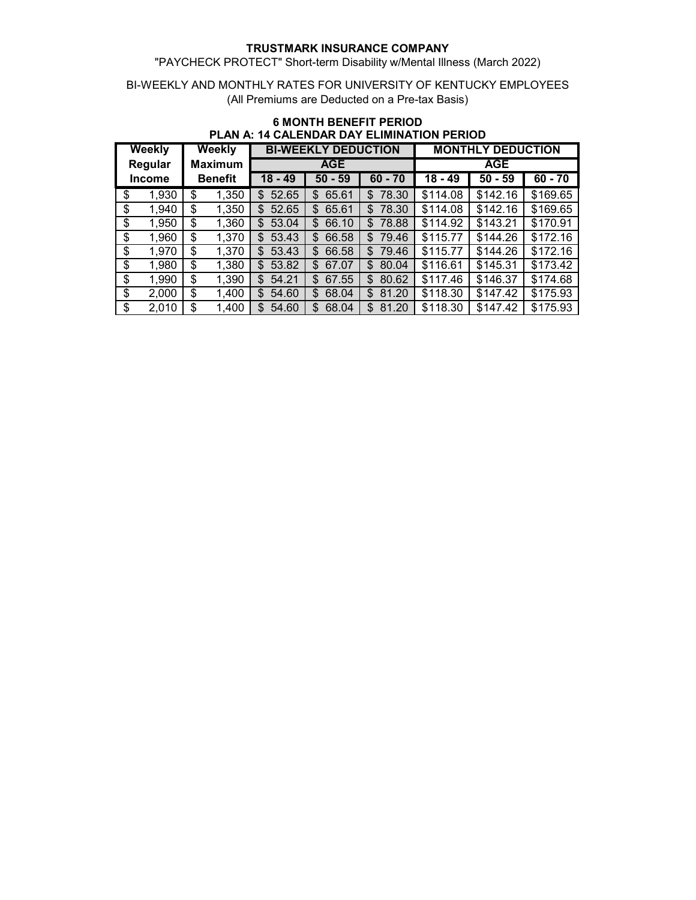**TRUSTMARK INSURANCE COMPANY**

"PAYCHECK PROTECT" Short-term Disability w/Mental Illness (March 2022)

BI-WEEKLY AND MONTHLY RATES FOR UNIVERSITY OF KENTUCKY EMPLOYEES
(All Premiums are Deducted on a Pre-tax Basis)

**6 MONTH BENEFIT PERIOD**
**PLAN A: 14 CALENDAR DAY ELIMINATION PERIOD**

| Weekly Regular Income | Weekly Maximum Benefit | BI-WEEKLY DEDUCTION AGE | | | MONTHLY DEDUCTION AGE | | |
|---|---|---|---|---|---|---|---|
| | | 18 - 49 | 50 - 59 | 60 - 70 | 18 - 49 | 50 - 59 | 60 - 70 |
| $ 1,930 | $ 1,350 | $ 52.65 | $ 65.61 | $ 78.30 | $114.08 | $142.16 | $169.65 |
| $ 1,940 | $ 1,350 | $ 52.65 | $ 65.61 | $ 78.30 | $114.08 | $142.16 | $169.65 |
| $ 1,950 | $ 1,360 | $ 53.04 | $ 66.10 | $ 78.88 | $114.92 | $143.21 | $170.91 |
| $ 1,960 | $ 1,370 | $ 53.43 | $ 66.58 | $ 79.46 | $115.77 | $144.26 | $172.16 |
| $ 1,970 | $ 1,370 | $ 53.43 | $ 66.58 | $ 79.46 | $115.77 | $144.26 | $172.16 |
| $ 1,980 | $ 1,380 | $ 53.82 | $ 67.07 | $ 80.04 | $116.61 | $145.31 | $173.42 |
| $ 1,990 | $ 1,390 | $ 54.21 | $ 67.55 | $ 80.62 | $117.46 | $146.37 | $174.68 |
| $ 2,000 | $ 1,400 | $ 54.60 | $ 68.04 | $ 81.20 | $118.30 | $147.42 | $175.93 |
| $ 2,010 | $ 1,400 | $ 54.60 | $ 68.04 | $ 81.20 | $118.30 | $147.42 | $175.93 |